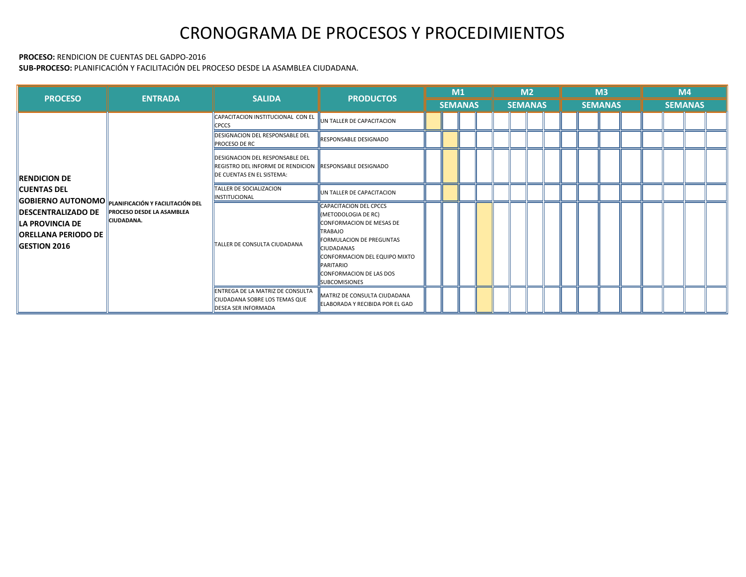# CRONOGRAMA DE PROCESOS Y PROCEDIMIENTOS

**PROCESO:** RENDICION DE CUENTAS DEL GADPO-2016

**SUB-PROCESO:** PLANIFICACIÓN Y FACILITACIÓN DEL PROCESO DESDE LA ASAMBLEA CIUDADANA.

| PROCESO | ENTRADA | SALIDA | PRODUCTOS | M1 | | | | M2 | | | | M3 | | | | M4 | | | |
|---|---|---|---|---|---|---|---|---|---|---|---|---|---|---|---|---|---|---|---|
| | | | | SEMANAS | | | | SEMANAS | | | | SEMANAS | | | | SEMANAS | | | |
| **RENDICION DE CUENTAS DEL GOBIERNO AUTONOMO DESCENTRALIZADO DE LA PROVINCIA DE ORELLANA PERIODO DE GESTION 2016** | **PLANIFICACIÓN Y FACILITACIÓN DEL PROCESO DESDE LA ASAMBLEA CIUDADANA.** | CAPACITACION INSTITUCIONAL CON EL CPCCS | UN TALLER DE CAPACITACION | | | | | | | | | | | | | | | | |
| | | DESIGNACION DEL RESPONSABLE DEL PROCESO DE RC | RESPONSABLE DESIGNADO | | | | | | | | | | | | | | | | |
| | | DESIGNACION DEL RESPONSABLE DEL REGISTRO DEL INFORME DE RENDICION DE CUENTAS EN EL SISTEMA: | RESPONSABLE DESIGNADO | | | | | | | | | | | | | | | | |
| | | TALLER DE SOCIALIZACION INSTITUCIONAL | UN TALLER DE CAPACITACION | | | | | | | | | | | | | | | | |
| | | TALLER DE CONSULTA CIUDADANA | CAPACITACION DEL CPCCS (METODOLOGIA DE RC)<br>CONFORMACION DE MESAS DE TRABAJO<br>FORMULACION DE PREGUNTAS CIUDADANAS<br>CONFORMACION DEL EQUIPO MIXTO PARITARIO<br>CONFORMACION DE LAS DOS SUBCOMISIONES | | | | | | | | | | | | | | | | |
| | | ENTREGA DE LA MATRIZ DE CONSULTA CIUDADANA SOBRE LOS TEMAS QUE DESEA SER INFORMADA | MATRIZ DE CONSULTA CIUDADANA ELABORADA Y RECIBIDA POR EL GAD | | | | | | | | | | | | | | | | |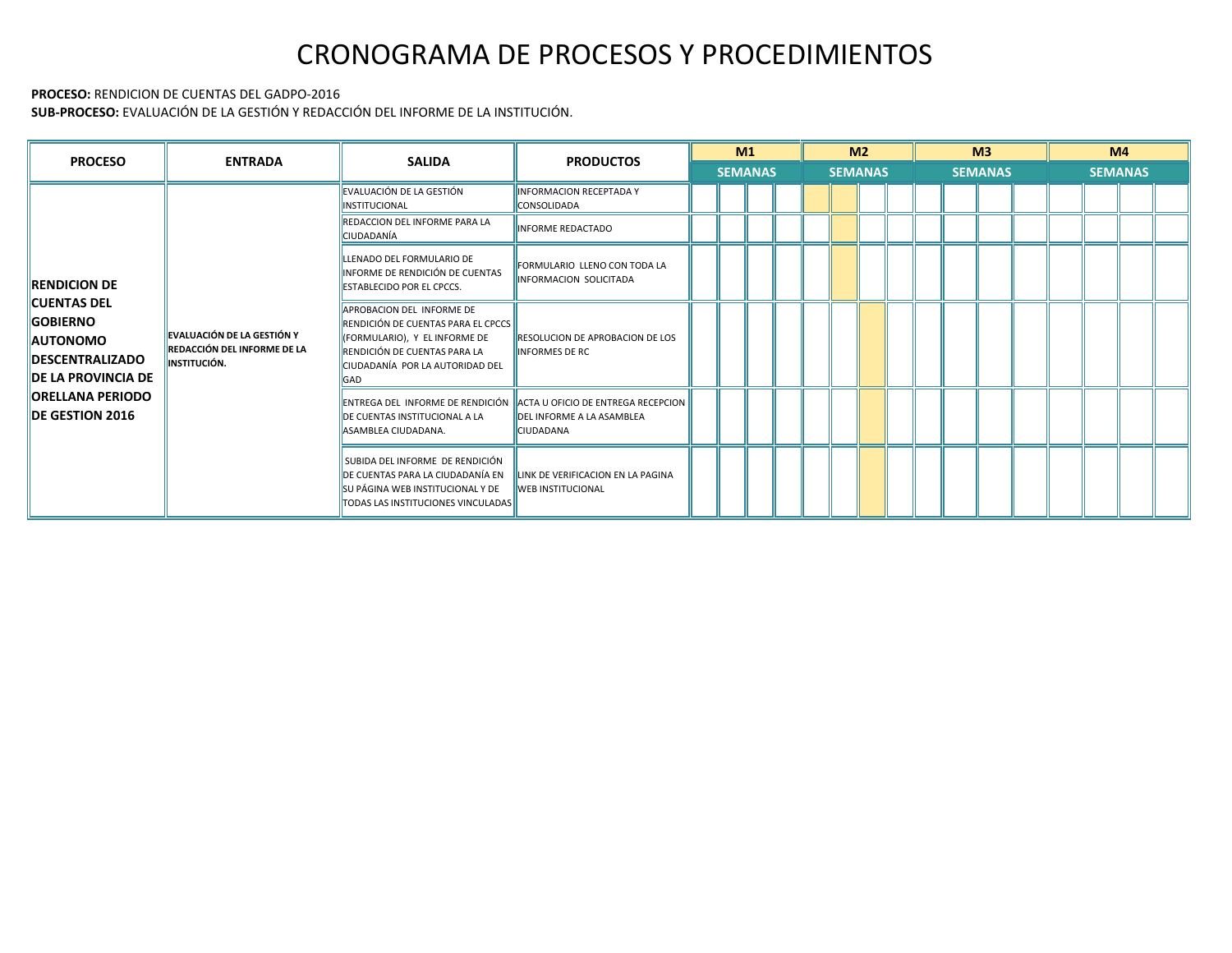# CRONOGRAMA DE PROCESOS Y PROCEDIMIENTOS

**PROCESO:** RENDICION DE CUENTAS DEL GADPO-2016
**SUB-PROCESO:** EVALUACIÓN DE LA GESTIÓN Y REDACCIÓN DEL INFORME DE LA INSTITUCIÓN.

| PROCESO | ENTRADA | SALIDA | PRODUCTOS | M1 | | | | M2 | | | | M3 | | | | M4 | | | |
|---|---|---|---|---|---|---|---|---|---|---|---|---|---|---|---|---|---|---|---|
| | | | | SEMANAS | | | | SEMANAS | | | | SEMANAS | | | | SEMANAS | | | |
| **RENDICION DE CUENTAS DEL GOBIERNO AUTONOMO DESCENTRALIZADO DE LA PROVINCIA DE ORELLANA PERIODO DE GESTION 2016** | **EVALUACIÓN DE LA GESTIÓN Y REDACCIÓN DEL INFORME DE LA INSTITUCIÓN.** | EVALUACIÓN DE LA GESTIÓN INSTITUCIONAL | INFORMACION RECEPTADA Y CONSOLIDADA | | | | | X | X | | | | | | | | | | |
| | | REDACCION DEL INFORME PARA LA CIUDADANÍA | INFORME REDACTADO | | | | | | X | | | | | | | | | | |
| | | LLENADO DEL FORMULARIO DE INFORME DE RENDICIÓN DE CUENTAS ESTABLECIDO POR EL CPCCS. | FORMULARIO LLENO CON TODA LA INFORMACION SOLICITADA | | | | | | X | | | | | | | | | | |
| | | APROBACION DEL INFORME DE RENDICIÓN DE CUENTAS PARA EL CPCCS (FORMULARIO), Y EL INFORME DE RENDICIÓN DE CUENTAS PARA LA CIUDADANÍA POR LA AUTORIDAD DEL GAD | RESOLUCION DE APROBACION DE LOS INFORMES DE RC | | | | | | | X | | | | | | | | | |
| | | ENTREGA DEL INFORME DE RENDICIÓN DE CUENTAS INSTITUCIONAL A LA ASAMBLEA CIUDADANA. | ACTA U OFICIO DE ENTREGA RECEPCION DEL INFORME A LA ASAMBLEA CIUDADANA | | | | | | | X | | | | | | | | | |
| | | SUBIDA DEL INFORME DE RENDICIÓN DE CUENTAS PARA LA CIUDADANÍA EN SU PÁGINA WEB INSTITUCIONAL Y DE TODAS LAS INSTITUCIONES VINCULADAS | LINK DE VERIFICACION EN LA PAGINA WEB INSTITUCIONAL | | | | | | | X | | | | | | | | | |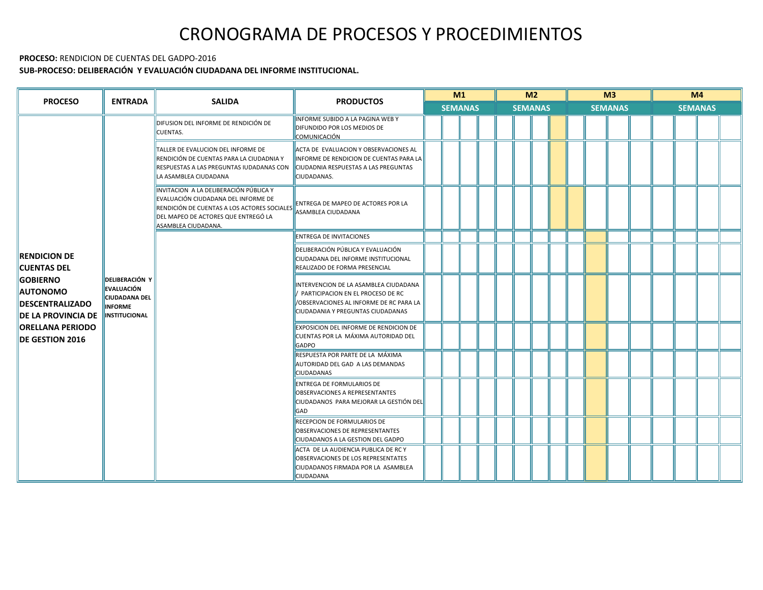# CRONOGRAMA DE PROCESOS Y PROCEDIMIENTOS

**PROCESO:** RENDICION DE CUENTAS DEL GADPO-2016

**SUB-PROCESO: DELIBERACIÓN Y EVALUACIÓN CIUDADANA DEL INFORME INSTITUCIONAL.**

| PROCESO | ENTRADA | SALIDA | PRODUCTOS | M1 | | | | M2 | | | | M3 | | | | M4 | | | |
|---|---|---|---|---|---|---|---|---|---|---|---|---|---|---|---|---|---|---|---|
| | | | | SEMANAS | | | | SEMANAS | | | | SEMANAS | | | | SEMANAS | | | |
| **RENDICION DE CUENTAS DEL GOBIERNO AUTONOMO DESCENTRALIZADO DE LA PROVINCIA DE ORELLANA PERIODO DE GESTION 2016** | **DELIBERACIÓN Y EVALUACIÓN CIUDADANA DEL INFORME INSTITUCIONAL** | DIFUSION DEL INFORME DE RENDICIÓN DE CUENTAS. | INFORME SUBIDO A LA PAGINA WEB Y DIFUNDIDO POR LOS MEDIOS DE COMUNICACIÓN | | | | | | | | | | | | | | | | |
| | | TALLER DE EVALUCION DEL INFORME DE RENDICIÓN DE CUENTAS PARA LA CIUDADNIA Y RESPUESTAS A LAS PREGUNTAS IUDADANAS CON LA ASAMBLEA CIUDADANA | ACTA DE EVALUACION Y OBSERVACIONES AL INFORME DE RENDICION DE CUENTAS PARA LA CIUDADNIA RESPUESTAS A LAS PREGUNTAS CIUDADANAS. | | | | | | | | | | | | | | | | |
| | | INVITACION A LA DELIBERACIÓN PÚBLICA Y EVALUACIÓN CIUDADANA DEL INFORME DE RENDICIÓN DE CUENTAS A LOS ACTORES SOCIALES DEL MAPEO DE ACTORES QUE ENTREGÓ LA ASAMBLEA CIUDADANA. | ENTREGA DE MAPEO DE ACTORES POR LA ASAMBLEA CIUDADANA | | | | | | | | | | | | | | | | |
| | | | ENTREGA DE INVITACIONES | | | | | | | | | | | | | | | | |
| | | | DELIBERACIÓN PÚBLICA Y EVALUACIÓN CIUDADANA DEL INFORME INSTITUCIONAL REALIZADO DE FORMA PRESENCIAL | | | | | | | | | | | | | | | | |
| | | | INTERVENCION DE LA ASAMBLEA CIUDADANA / PARTICIPACION EN EL PROCESO DE RC /OBSERVACIONES AL INFORME DE RC PARA LA CIUDADANIA Y PREGUNTAS CIUDADANAS | | | | | | | | | | | | | | | | |
| | | | EXPOSICION DEL INFORME DE RENDICION DE CUENTAS POR LA MÁXIMA AUTORIDAD DEL GADPO | | | | | | | | | | | | | | | | |
| | | | RESPUESTA POR PARTE DE LA MÁXIMA AUTORIDAD DEL GAD A LAS DEMANDAS CIUDADANAS | | | | | | | | | | | | | | | | |
| | | | ENTREGA DE FORMULARIOS DE OBSERVACIONES A REPRESENTANTES CIUDADANOS PARA MEJORAR LA GESTIÓN DEL GAD | | | | | | | | | | | | | | | | |
| | | | RECEPCION DE FORMULARIOS DE OBSERVACIONES DE REPRESENTANTES CIUDADANOS A LA GESTION DEL GADPO | | | | | | | | | | | | | | | | |
| | | | ACTA DE LA AUDIENCIA PUBLICA DE RC Y OBSERVACIONES DE LOS REPRESENTATES CIUDADANOS FIRMADA POR LA ASAMBLEA CIUDADANA | | | | | | | | | | | | | | | | |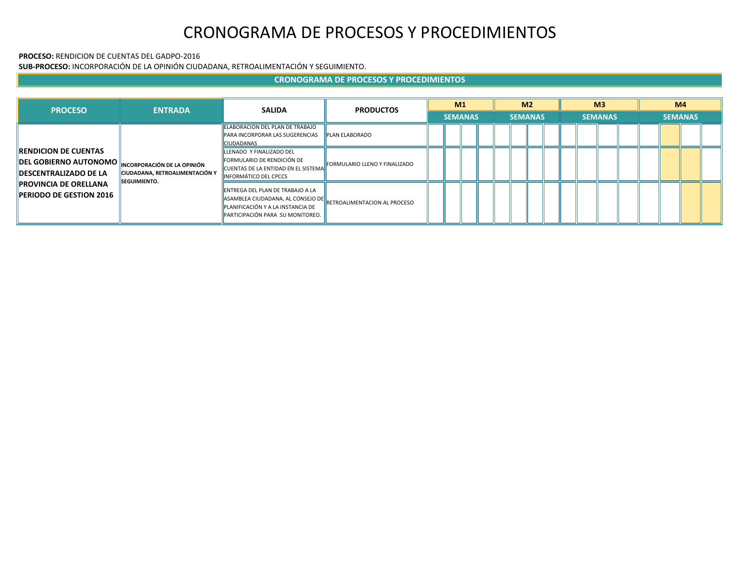# CRONOGRAMA DE PROCESOS Y PROCEDIMIENTOS

**PROCESO:** RENDICION DE CUENTAS DEL GADPO-2016

**SUB-PROCESO:** INCORPORACIÓN DE LA OPINIÓN CIUDADANA, RETROALIMENTACIÓN Y SEGUIMIENTO.

**CRONOGRAMA DE PROCESOS Y PROCEDIMIENTOS**

| PROCESO | ENTRADA | SALIDA | PRODUCTOS | M1 | | | | M2 | | | | M3 | | | | M4 | | | |
|---|---|---|---|---|---|---|---|---|---|---|---|---|---|---|---|---|---|---|---|
| | | | | SEMANAS | | | | SEMANAS | | | | SEMANAS | | | | SEMANAS | | | |
| **RENDICION DE CUENTAS DEL GOBIERNO AUTONOMO DESCENTRALIZADO DE LA PROVINCIA DE ORELLANA PERIODO DE GESTION 2016** | **INCORPORACIÓN DE LA OPINIÓN CIUDADANA, RETROALIMENTACIÓN Y SEGUIMIENTO.** | ELABORACION DEL PLAN DE TRABAJO PARA INCORPORAR LAS SUGERENCIAS CIUDADANAS | PLAN ELABORADO | | | | | | | | | | | | | | | | |
| | | LLENADO Y FINALIZADO DEL FORMULARIO DE RENDICIÓN DE CUENTAS DE LA ENTIDAD EN EL SISTEMA INFORMÁTICO DEL CPCCS | FORMULARIO LLENO Y FINALIZADO | | | | | | | | | | | | | | | | |
| | | ENTREGA DEL PLAN DE TRABAJO A LA ASAMBLEA CIUDADANA, AL CONSEJO DE PLANIFICACIÓN Y A LA INSTANCIA DE PARTICIPACIÓN PARA SU MONITOREO. | RETROALIMENTACION AL PROCESO | | | | | | | | | | | | | | | | |